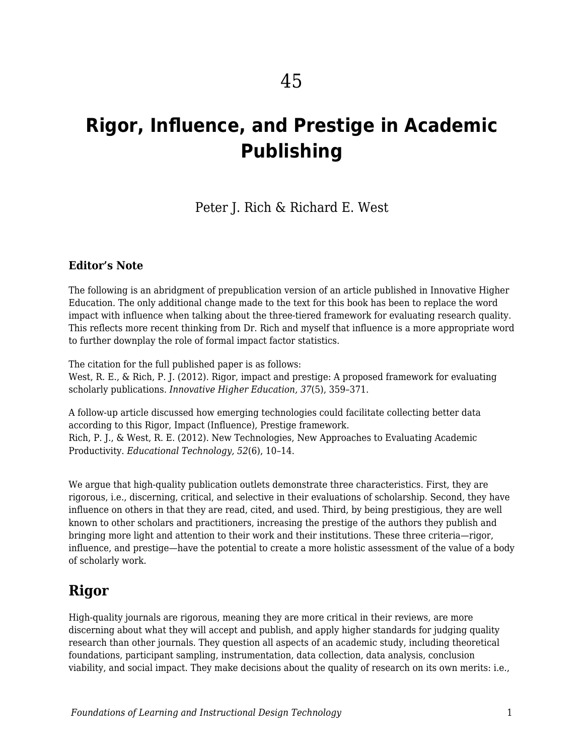45

# Rigor, Influence, and Prestige in Academic Publishing

Peter J. Rich & Richard E. West

### Editor's Note

The following is an abridgment of prepublication version of an article published in Innovative Higher Education. The only additional change made to the text for this book has been to replace the word impact with influence when talking about the three-tiered framework for evaluating research quality. This reflects more recent thinking from Dr. Rich and myself that influence is a more appropriate word to further downplay the role of formal impact factor statistics.

The citation for the full published paper is as follows:
West, R. E., & Rich, P. J. (2012). Rigor, impact and prestige: A proposed framework for evaluating scholarly publications. *Innovative Higher Education, 37*(5), 359–371.

A follow-up article discussed how emerging technologies could facilitate collecting better data according to this Rigor, Impact (Influence), Prestige framework.
Rich, P. J., & West, R. E. (2012). New Technologies, New Approaches to Evaluating Academic Productivity. *Educational Technology, 52*(6), 10–14.

We argue that high-quality publication outlets demonstrate three characteristics. First, they are rigorous, i.e., discerning, critical, and selective in their evaluations of scholarship. Second, they have influence on others in that they are read, cited, and used. Third, by being prestigious, they are well known to other scholars and practitioners, increasing the prestige of the authors they publish and bringing more light and attention to their work and their institutions. These three criteria—rigor, influence, and prestige—have the potential to create a more holistic assessment of the value of a body of scholarly work.

## Rigor

High-quality journals are rigorous, meaning they are more critical in their reviews, are more discerning about what they will accept and publish, and apply higher standards for judging quality research than other journals. They question all aspects of an academic study, including theoretical foundations, participant sampling, instrumentation, data collection, data analysis, conclusion viability, and social impact. They make decisions about the quality of research on its own merits: i.e.,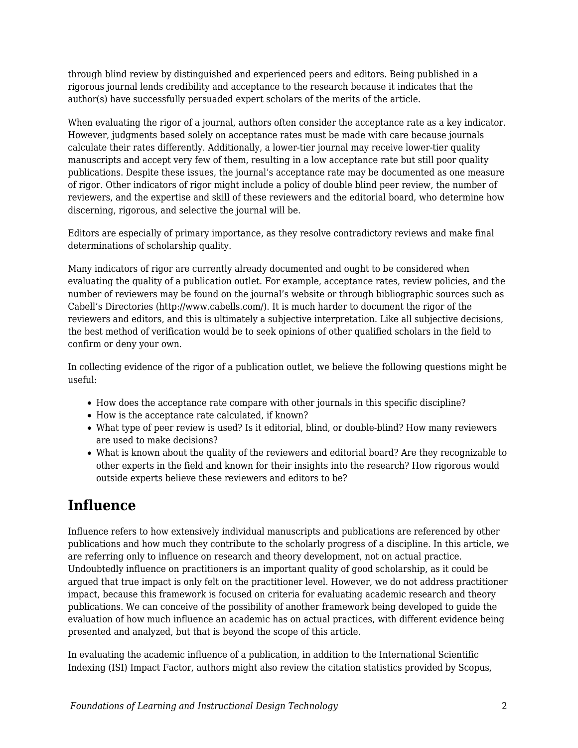through blind review by distinguished and experienced peers and editors. Being published in a rigorous journal lends credibility and acceptance to the research because it indicates that the author(s) have successfully persuaded expert scholars of the merits of the article.

When evaluating the rigor of a journal, authors often consider the acceptance rate as a key indicator. However, judgments based solely on acceptance rates must be made with care because journals calculate their rates differently. Additionally, a lower-tier journal may receive lower-tier quality manuscripts and accept very few of them, resulting in a low acceptance rate but still poor quality publications. Despite these issues, the journal's acceptance rate may be documented as one measure of rigor. Other indicators of rigor might include a policy of double blind peer review, the number of reviewers, and the expertise and skill of these reviewers and the editorial board, who determine how discerning, rigorous, and selective the journal will be.

Editors are especially of primary importance, as they resolve contradictory reviews and make final determinations of scholarship quality.

Many indicators of rigor are currently already documented and ought to be considered when evaluating the quality of a publication outlet. For example, acceptance rates, review policies, and the number of reviewers may be found on the journal's website or through bibliographic sources such as Cabell's Directories (http://www.cabells.com/). It is much harder to document the rigor of the reviewers and editors, and this is ultimately a subjective interpretation. Like all subjective decisions, the best method of verification would be to seek opinions of other qualified scholars in the field to confirm or deny your own.

In collecting evidence of the rigor of a publication outlet, we believe the following questions might be useful:

- How does the acceptance rate compare with other journals in this specific discipline?
- How is the acceptance rate calculated, if known?
- What type of peer review is used? Is it editorial, blind, or double-blind? How many reviewers are used to make decisions?
- What is known about the quality of the reviewers and editorial board? Are they recognizable to other experts in the field and known for their insights into the research? How rigorous would outside experts believe these reviewers and editors to be?

## Influence

Influence refers to how extensively individual manuscripts and publications are referenced by other publications and how much they contribute to the scholarly progress of a discipline. In this article, we are referring only to influence on research and theory development, not on actual practice. Undoubtedly influence on practitioners is an important quality of good scholarship, as it could be argued that true impact is only felt on the practitioner level. However, we do not address practitioner impact, because this framework is focused on criteria for evaluating academic research and theory publications. We can conceive of the possibility of another framework being developed to guide the evaluation of how much influence an academic has on actual practices, with different evidence being presented and analyzed, but that is beyond the scope of this article.

In evaluating the academic influence of a publication, in addition to the International Scientific Indexing (ISI) Impact Factor, authors might also review the citation statistics provided by Scopus,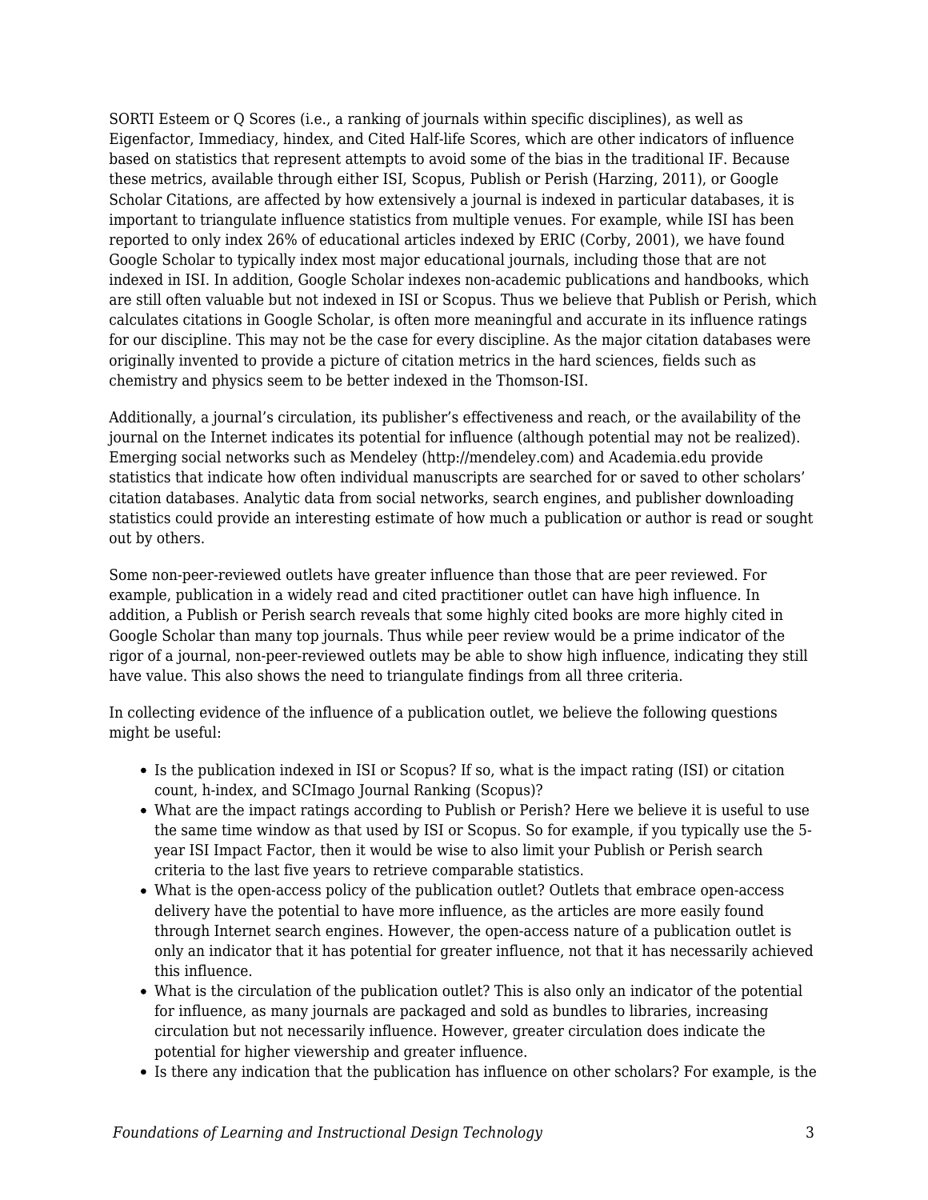SORTI Esteem or Q Scores (i.e., a ranking of journals within specific disciplines), as well as Eigenfactor, Immediacy, hindex, and Cited Half-life Scores, which are other indicators of influence based on statistics that represent attempts to avoid some of the bias in the traditional IF. Because these metrics, available through either ISI, Scopus, Publish or Perish (Harzing, 2011), or Google Scholar Citations, are affected by how extensively a journal is indexed in particular databases, it is important to triangulate influence statistics from multiple venues. For example, while ISI has been reported to only index 26% of educational articles indexed by ERIC (Corby, 2001), we have found Google Scholar to typically index most major educational journals, including those that are not indexed in ISI. In addition, Google Scholar indexes non-academic publications and handbooks, which are still often valuable but not indexed in ISI or Scopus. Thus we believe that Publish or Perish, which calculates citations in Google Scholar, is often more meaningful and accurate in its influence ratings for our discipline. This may not be the case for every discipline. As the major citation databases were originally invented to provide a picture of citation metrics in the hard sciences, fields such as chemistry and physics seem to be better indexed in the Thomson-ISI.

Additionally, a journal's circulation, its publisher's effectiveness and reach, or the availability of the journal on the Internet indicates its potential for influence (although potential may not be realized). Emerging social networks such as Mendeley (http://mendeley.com) and Academia.edu provide statistics that indicate how often individual manuscripts are searched for or saved to other scholars' citation databases. Analytic data from social networks, search engines, and publisher downloading statistics could provide an interesting estimate of how much a publication or author is read or sought out by others.

Some non-peer-reviewed outlets have greater influence than those that are peer reviewed. For example, publication in a widely read and cited practitioner outlet can have high influence. In addition, a Publish or Perish search reveals that some highly cited books are more highly cited in Google Scholar than many top journals. Thus while peer review would be a prime indicator of the rigor of a journal, non-peer-reviewed outlets may be able to show high influence, indicating they still have value. This also shows the need to triangulate findings from all three criteria.

In collecting evidence of the influence of a publication outlet, we believe the following questions might be useful:

- Is the publication indexed in ISI or Scopus? If so, what is the impact rating (ISI) or citation count, h-index, and SCImago Journal Ranking (Scopus)?
- What are the impact ratings according to Publish or Perish? Here we believe it is useful to use the same time window as that used by ISI or Scopus. So for example, if you typically use the 5-year ISI Impact Factor, then it would be wise to also limit your Publish or Perish search criteria to the last five years to retrieve comparable statistics.
- What is the open-access policy of the publication outlet? Outlets that embrace open-access delivery have the potential to have more influence, as the articles are more easily found through Internet search engines. However, the open-access nature of a publication outlet is only an indicator that it has potential for greater influence, not that it has necessarily achieved this influence.
- What is the circulation of the publication outlet? This is also only an indicator of the potential for influence, as many journals are packaged and sold as bundles to libraries, increasing circulation but not necessarily influence. However, greater circulation does indicate the potential for higher viewership and greater influence.
- Is there any indication that the publication has influence on other scholars? For example, is the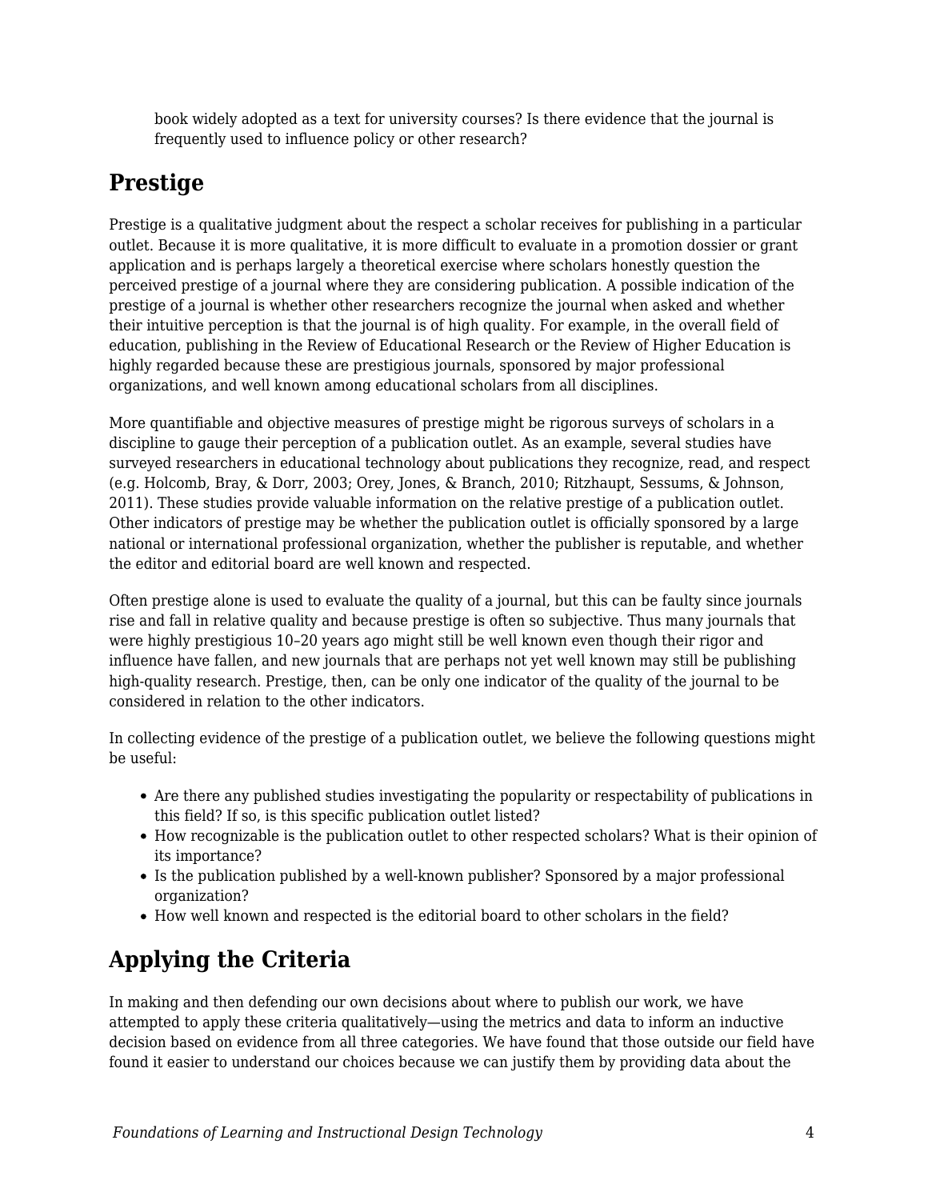book widely adopted as a text for university courses? Is there evidence that the journal is frequently used to influence policy or other research?

## Prestige

Prestige is a qualitative judgment about the respect a scholar receives for publishing in a particular outlet. Because it is more qualitative, it is more difficult to evaluate in a promotion dossier or grant application and is perhaps largely a theoretical exercise where scholars honestly question the perceived prestige of a journal where they are considering publication. A possible indication of the prestige of a journal is whether other researchers recognize the journal when asked and whether their intuitive perception is that the journal is of high quality. For example, in the overall field of education, publishing in the Review of Educational Research or the Review of Higher Education is highly regarded because these are prestigious journals, sponsored by major professional organizations, and well known among educational scholars from all disciplines.

More quantifiable and objective measures of prestige might be rigorous surveys of scholars in a discipline to gauge their perception of a publication outlet. As an example, several studies have surveyed researchers in educational technology about publications they recognize, read, and respect (e.g. Holcomb, Bray, & Dorr, 2003; Orey, Jones, & Branch, 2010; Ritzhaupt, Sessums, & Johnson, 2011). These studies provide valuable information on the relative prestige of a publication outlet. Other indicators of prestige may be whether the publication outlet is officially sponsored by a large national or international professional organization, whether the publisher is reputable, and whether the editor and editorial board are well known and respected.

Often prestige alone is used to evaluate the quality of a journal, but this can be faulty since journals rise and fall in relative quality and because prestige is often so subjective. Thus many journals that were highly prestigious 10–20 years ago might still be well known even though their rigor and influence have fallen, and new journals that are perhaps not yet well known may still be publishing high-quality research. Prestige, then, can be only one indicator of the quality of the journal to be considered in relation to the other indicators.

In collecting evidence of the prestige of a publication outlet, we believe the following questions might be useful:

- Are there any published studies investigating the popularity or respectability of publications in this field? If so, is this specific publication outlet listed?
- How recognizable is the publication outlet to other respected scholars? What is their opinion of its importance?
- Is the publication published by a well-known publisher? Sponsored by a major professional organization?
- How well known and respected is the editorial board to other scholars in the field?

## Applying the Criteria

In making and then defending our own decisions about where to publish our work, we have attempted to apply these criteria qualitatively—using the metrics and data to inform an inductive decision based on evidence from all three categories. We have found that those outside our field have found it easier to understand our choices because we can justify them by providing data about the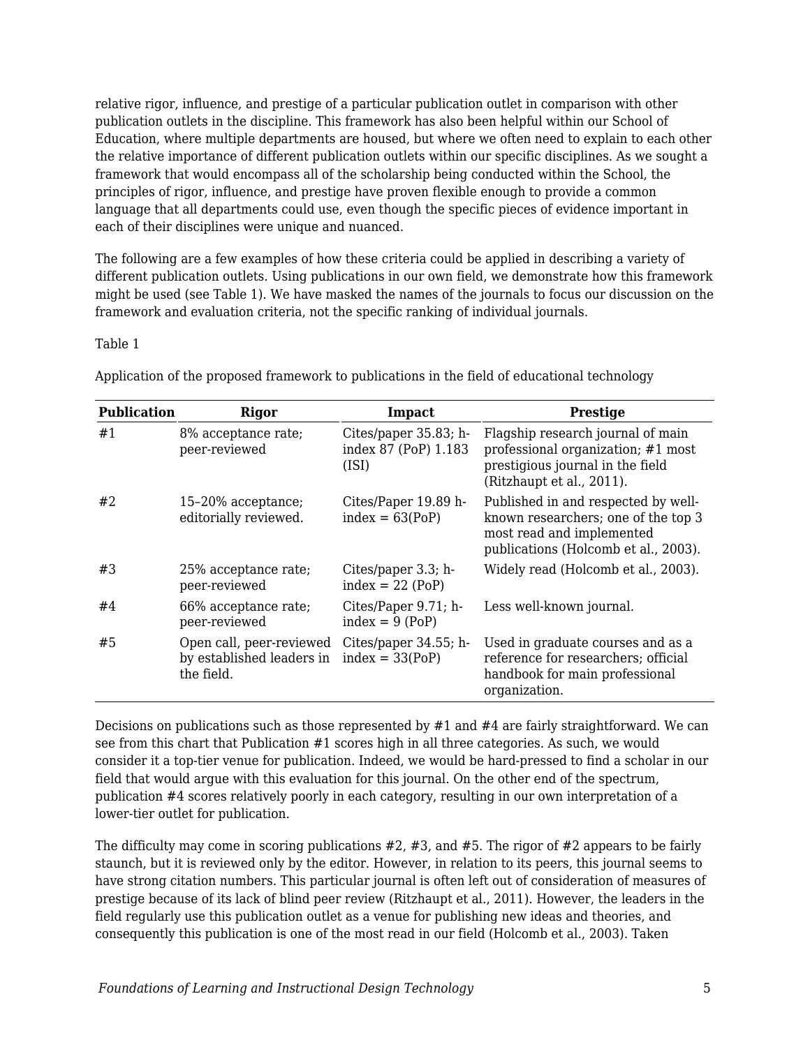relative rigor, influence, and prestige of a particular publication outlet in comparison with other publication outlets in the discipline. This framework has also been helpful within our School of Education, where multiple departments are housed, but where we often need to explain to each other the relative importance of different publication outlets within our specific disciplines. As we sought a framework that would encompass all of the scholarship being conducted within the School, the principles of rigor, influence, and prestige have proven flexible enough to provide a common language that all departments could use, even though the specific pieces of evidence important in each of their disciplines were unique and nuanced.

The following are a few examples of how these criteria could be applied in describing a variety of different publication outlets. Using publications in our own field, we demonstrate how this framework might be used (see Table 1). We have masked the names of the journals to focus our discussion on the framework and evaluation criteria, not the specific ranking of individual journals.

Table 1

Application of the proposed framework to publications in the field of educational technology

| Publication | Rigor | Impact | Prestige |
|---|---|---|---|
| #1 | 8% acceptance rate; peer-reviewed | Cites/paper 35.83; h-index 87 (PoP) 1.183 (ISI) | Flagship research journal of main professional organization; #1 most prestigious journal in the field (Ritzhaupt et al., 2011). |
| #2 | 15–20% acceptance; editorially reviewed. | Cites/Paper 19.89 h-index = 63(PoP) | Published in and respected by well-known researchers; one of the top 3 most read and implemented publications (Holcomb et al., 2003). |
| #3 | 25% acceptance rate; peer-reviewed | Cites/paper 3.3; h-index = 22 (PoP) | Widely read (Holcomb et al., 2003). |
| #4 | 66% acceptance rate; peer-reviewed | Cites/Paper 9.71; h-index = 9 (PoP) | Less well-known journal. |
| #5 | Open call, peer-reviewed by established leaders in the field. | Cites/paper 34.55; h-index = 33(PoP) | Used in graduate courses and as a reference for researchers; official handbook for main professional organization. |

Decisions on publications such as those represented by #1 and #4 are fairly straightforward. We can see from this chart that Publication #1 scores high in all three categories. As such, we would consider it a top-tier venue for publication. Indeed, we would be hard-pressed to find a scholar in our field that would argue with this evaluation for this journal. On the other end of the spectrum, publication #4 scores relatively poorly in each category, resulting in our own interpretation of a lower-tier outlet for publication.

The difficulty may come in scoring publications #2, #3, and #5. The rigor of #2 appears to be fairly staunch, but it is reviewed only by the editor. However, in relation to its peers, this journal seems to have strong citation numbers. This particular journal is often left out of consideration of measures of prestige because of its lack of blind peer review (Ritzhaupt et al., 2011). However, the leaders in the field regularly use this publication outlet as a venue for publishing new ideas and theories, and consequently this publication is one of the most read in our field (Holcomb et al., 2003). Taken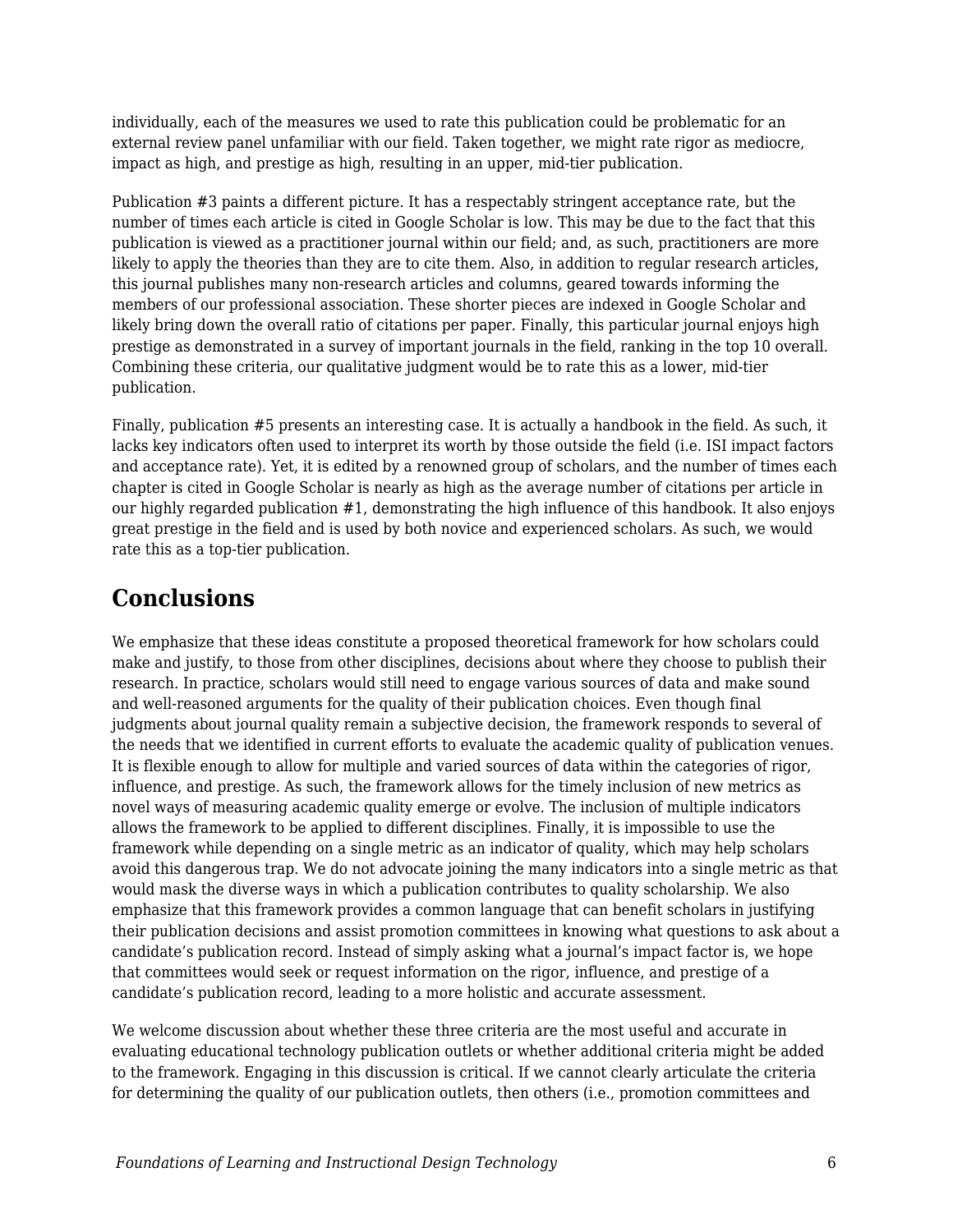individually, each of the measures we used to rate this publication could be problematic for an external review panel unfamiliar with our field. Taken together, we might rate rigor as mediocre, impact as high, and prestige as high, resulting in an upper, mid-tier publication.

Publication #3 paints a different picture. It has a respectably stringent acceptance rate, but the number of times each article is cited in Google Scholar is low. This may be due to the fact that this publication is viewed as a practitioner journal within our field; and, as such, practitioners are more likely to apply the theories than they are to cite them. Also, in addition to regular research articles, this journal publishes many non-research articles and columns, geared towards informing the members of our professional association. These shorter pieces are indexed in Google Scholar and likely bring down the overall ratio of citations per paper. Finally, this particular journal enjoys high prestige as demonstrated in a survey of important journals in the field, ranking in the top 10 overall. Combining these criteria, our qualitative judgment would be to rate this as a lower, mid-tier publication.

Finally, publication #5 presents an interesting case. It is actually a handbook in the field. As such, it lacks key indicators often used to interpret its worth by those outside the field (i.e. ISI impact factors and acceptance rate). Yet, it is edited by a renowned group of scholars, and the number of times each chapter is cited in Google Scholar is nearly as high as the average number of citations per article in our highly regarded publication #1, demonstrating the high influence of this handbook. It also enjoys great prestige in the field and is used by both novice and experienced scholars. As such, we would rate this as a top-tier publication.

## Conclusions

We emphasize that these ideas constitute a proposed theoretical framework for how scholars could make and justify, to those from other disciplines, decisions about where they choose to publish their research. In practice, scholars would still need to engage various sources of data and make sound and well-reasoned arguments for the quality of their publication choices. Even though final judgments about journal quality remain a subjective decision, the framework responds to several of the needs that we identified in current efforts to evaluate the academic quality of publication venues. It is flexible enough to allow for multiple and varied sources of data within the categories of rigor, influence, and prestige. As such, the framework allows for the timely inclusion of new metrics as novel ways of measuring academic quality emerge or evolve. The inclusion of multiple indicators allows the framework to be applied to different disciplines. Finally, it is impossible to use the framework while depending on a single metric as an indicator of quality, which may help scholars avoid this dangerous trap. We do not advocate joining the many indicators into a single metric as that would mask the diverse ways in which a publication contributes to quality scholarship. We also emphasize that this framework provides a common language that can benefit scholars in justifying their publication decisions and assist promotion committees in knowing what questions to ask about a candidate's publication record. Instead of simply asking what a journal's impact factor is, we hope that committees would seek or request information on the rigor, influence, and prestige of a candidate's publication record, leading to a more holistic and accurate assessment.

We welcome discussion about whether these three criteria are the most useful and accurate in evaluating educational technology publication outlets or whether additional criteria might be added to the framework. Engaging in this discussion is critical. If we cannot clearly articulate the criteria for determining the quality of our publication outlets, then others (i.e., promotion committees and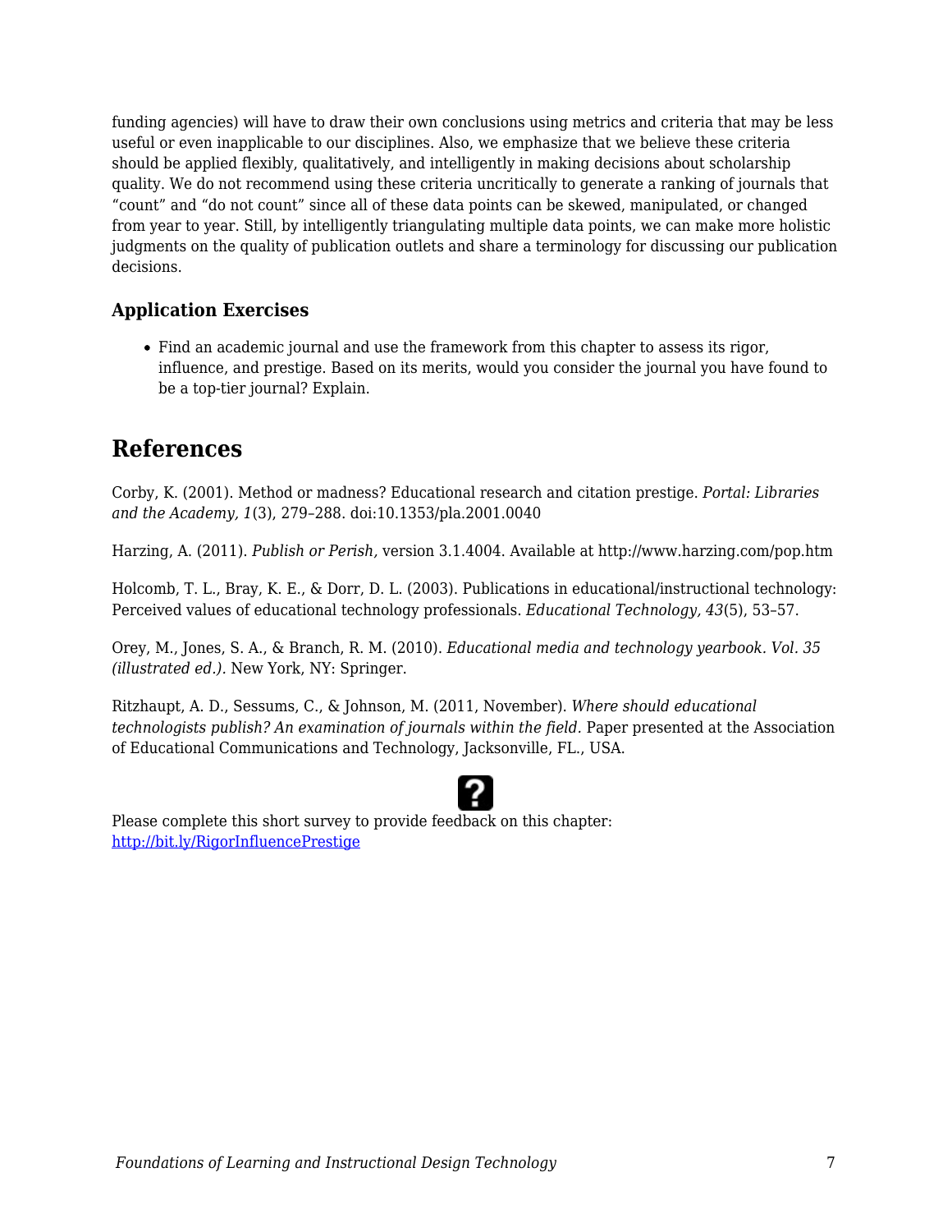funding agencies) will have to draw their own conclusions using metrics and criteria that may be less useful or even inapplicable to our disciplines. Also, we emphasize that we believe these criteria should be applied flexibly, qualitatively, and intelligently in making decisions about scholarship quality. We do not recommend using these criteria uncritically to generate a ranking of journals that "count" and "do not count" since all of these data points can be skewed, manipulated, or changed from year to year. Still, by intelligently triangulating multiple data points, we can make more holistic judgments on the quality of publication outlets and share a terminology for discussing our publication decisions.

### Application Exercises

- Find an academic journal and use the framework from this chapter to assess its rigor, influence, and prestige. Based on its merits, would you consider the journal you have found to be a top-tier journal? Explain.

## References

Corby, K. (2001). Method or madness? Educational research and citation prestige. *Portal: Libraries and the Academy, 1*(3), 279–288. doi:10.1353/pla.2001.0040

Harzing, A. (2011). *Publish or Perish,* version 3.1.4004. Available at http://www.harzing.com/pop.htm

Holcomb, T. L., Bray, K. E., & Dorr, D. L. (2003). Publications in educational/instructional technology: Perceived values of educational technology professionals. *Educational Technology, 43*(5), 53–57.

Orey, M., Jones, S. A., & Branch, R. M. (2010). *Educational media and technology yearbook. Vol. 35 (illustrated ed.).* New York, NY: Springer.

Ritzhaupt, A. D., Sessums, C., & Johnson, M. (2011, November). *Where should educational technologists publish? An examination of journals within the field.* Paper presented at the Association of Educational Communications and Technology, Jacksonville, FL., USA.

Please complete this short survey to provide feedback on this chapter: http://bit.ly/RigorInfluencePrestige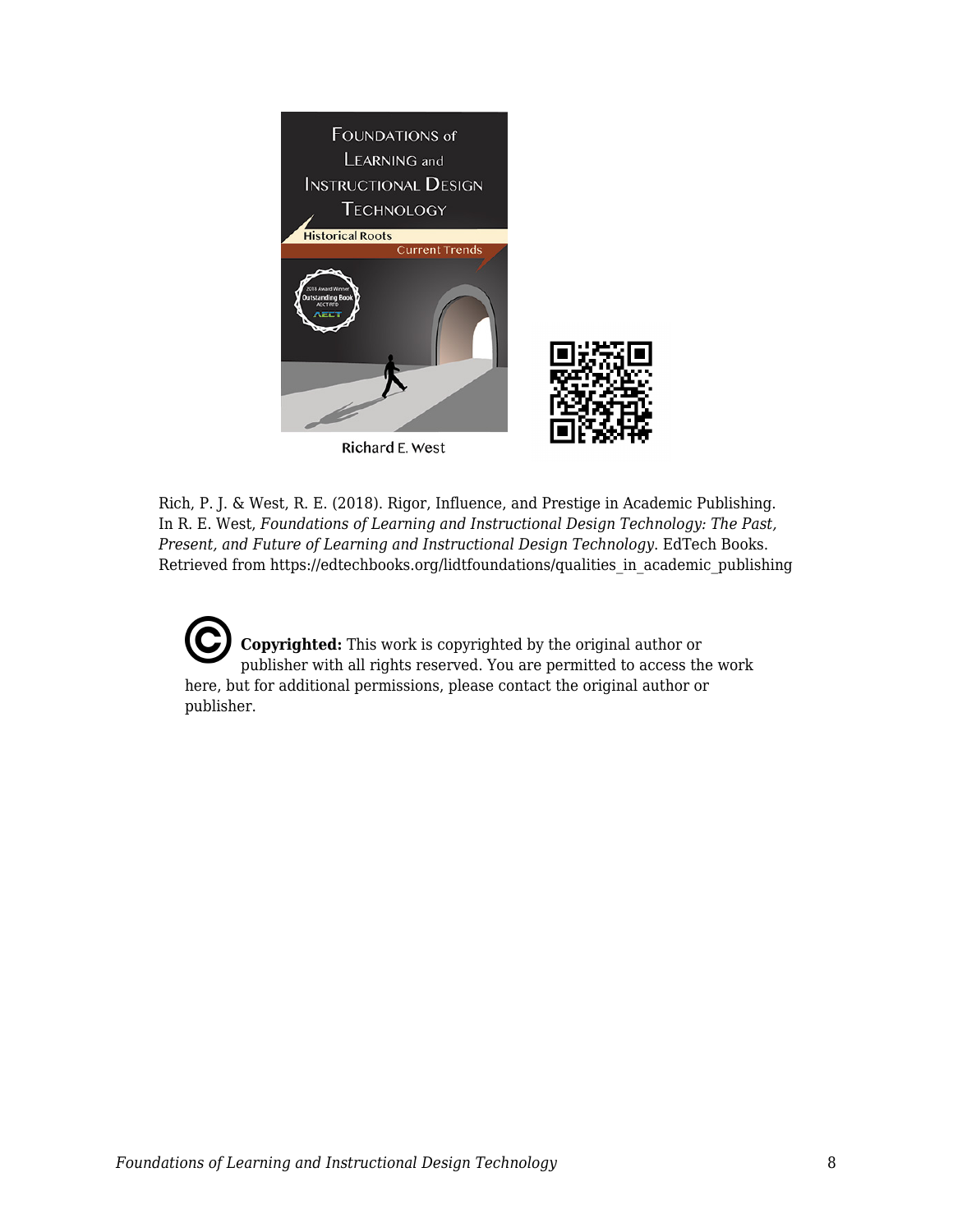Rich, P. J. & West, R. E. (2018). Rigor, Influence, and Prestige in Academic Publishing. In R. E. West, *Foundations of Learning and Instructional Design Technology: The Past, Present, and Future of Learning and Instructional Design Technology*. EdTech Books. Retrieved from https://edtechbooks.org/lidtfoundations/qualities_in_academic_publishing

**Copyrighted:** This work is copyrighted by the original author or publisher with all rights reserved. You are permitted to access the work here, but for additional permissions, please contact the original author or publisher.